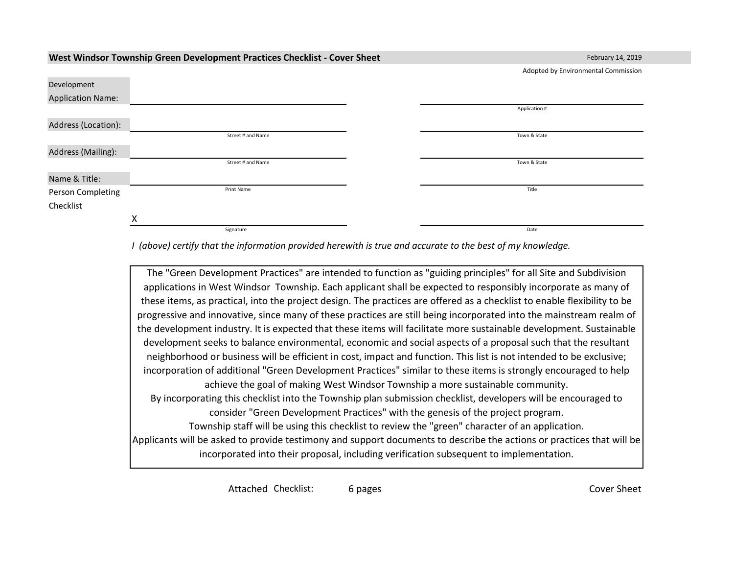## West Windsor Township Green Development Practices Checklist - Cover Sheet

February 14, 2019

Adopted by Environmental Commission

| | | |
|---|---|---|
| Development Application Name: | | |
| | | Application # |
| Address (Location): | | |
| | Street # and Name | Town & State |
| Address (Mailing): | | |
| | Street # and Name | Town & State |
| Name & Title: Person Completing Checklist | | |
| | Print Name | Title |
| | X | |
| | Signature | Date |

*I (above) certify that the information provided herewith is true and accurate to the best of my knowledge.*

The "Green Development Practices" are intended to function as "guiding principles" for all Site and Subdivision applications in West Windsor Township. Each applicant shall be expected to responsibly incorporate as many of these items, as practical, into the project design. The practices are offered as a checklist to enable flexibility to be progressive and innovative, since many of these practices are still being incorporated into the mainstream realm of the development industry. It is expected that these items will facilitate more sustainable development. Sustainable development seeks to balance environmental, economic and social aspects of a proposal such that the resultant neighborhood or business will be efficient in cost, impact and function. This list is not intended to be exclusive; incorporation of additional "Green Development Practices" similar to these items is strongly encouraged to help achieve the goal of making West Windsor Township a more sustainable community.

By incorporating this checklist into the Township plan submission checklist, developers will be encouraged to consider "Green Development Practices" with the genesis of the project program.

Township staff will be using this checklist to review the "green" character of an application.

Applicants will be asked to provide testimony and support documents to describe the actions or practices that will be incorporated into their proposal, including verification subsequent to implementation.

Attached Checklist: 6 pages

Cover Sheet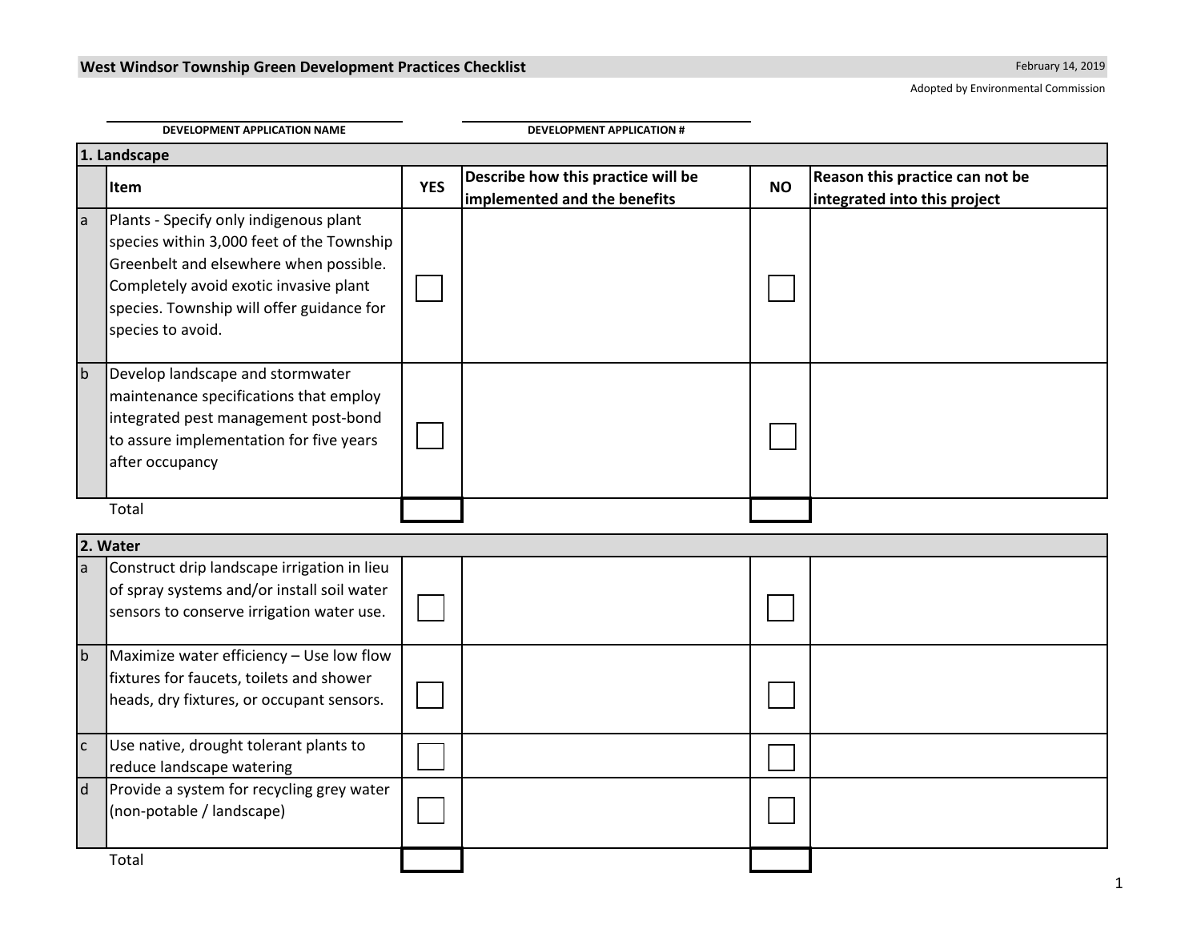**West Windsor Township Green Development Practices Checklist**

February 14, 2019

Adopted by Environmental Commission

DEVELOPMENT APPLICATION NAME

DEVELOPMENT APPLICATION #

| 1. Landscape | | | | | |
|---|---|---|---|---|---|
| | **Item** | **YES** | **Describe how this practice will be implemented and the benefits** | **NO** | **Reason this practice can not be integrated into this project** |
| a | Plants - Specify only indigenous plant species within 3,000 feet of the Township Greenbelt and elsewhere when possible. Completely avoid exotic invasive plant species. Township will offer guidance for species to avoid. | ☐ | | ☐ | |
| b | Develop landscape and stormwater maintenance specifications that employ integrated pest management post-bond to assure implementation for five years after occupancy | ☐ | | ☐ | |
| | Total | | | | |

| 2. Water | | | | | |
|---|---|---|---|---|---|
| a | Construct drip landscape irrigation in lieu of spray systems and/or install soil water sensors to conserve irrigation water use. | ☐ | | ☐ | |
| b | Maximize water efficiency – Use low flow fixtures for faucets, toilets and shower heads, dry fixtures, or occupant sensors. | ☐ | | ☐ | |
| c | Use native, drought tolerant plants to reduce landscape watering | ☐ | | ☐ | |
| d | Provide a system for recycling grey water (non-potable / landscape) | ☐ | | ☐ | |
| | Total | | | | |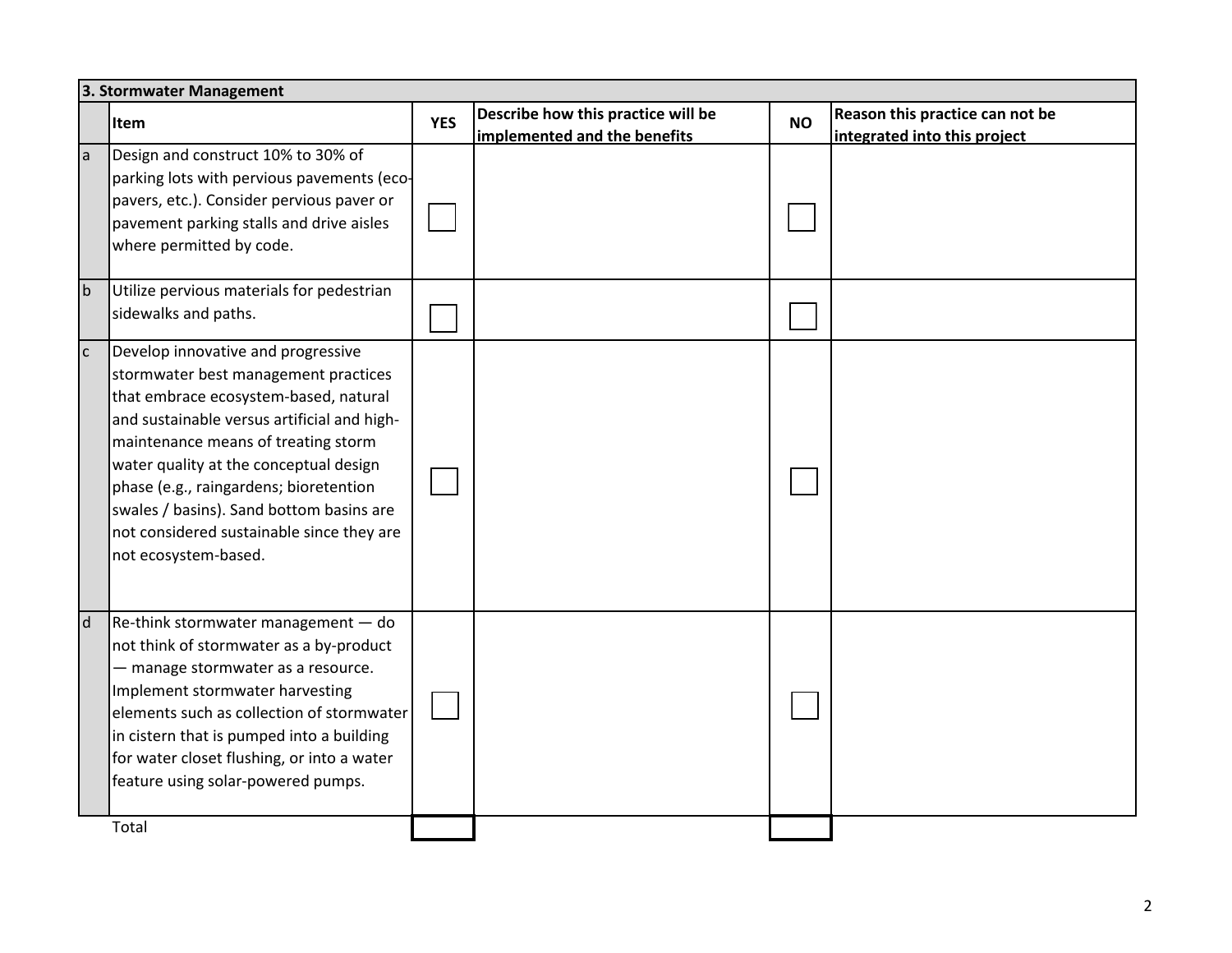| 3. Stormwater Management | | | | | |
|---|---|---|---|---|---|
| | Item | YES | Describe how this practice will be implemented and the benefits | NO | Reason this practice can not be integrated into this project |
| a | Design and construct 10% to 30% of parking lots with pervious pavements (eco-pavers, etc.). Consider pervious paver or pavement parking stalls and drive aisles where permitted by code. | ☐ | | ☐ | |
| b | Utilize pervious materials for pedestrian sidewalks and paths. | ☐ | | ☐ | |
| c | Develop innovative and progressive stormwater best management practices that embrace ecosystem-based, natural and sustainable versus artificial and high-maintenance means of treating storm water quality at the conceptual design phase (e.g., raingardens; bioretention swales / basins). Sand bottom basins are not considered sustainable since they are not ecosystem-based. | ☐ | | ☐ | |
| d | Re-think stormwater management — do not think of stormwater as a by-product — manage stormwater as a resource. Implement stormwater harvesting elements such as collection of stormwater in cistern that is pumped into a building for water closet flushing, or into a water feature using solar-powered pumps. | ☐ | | ☐ | |
| | Total | | | | |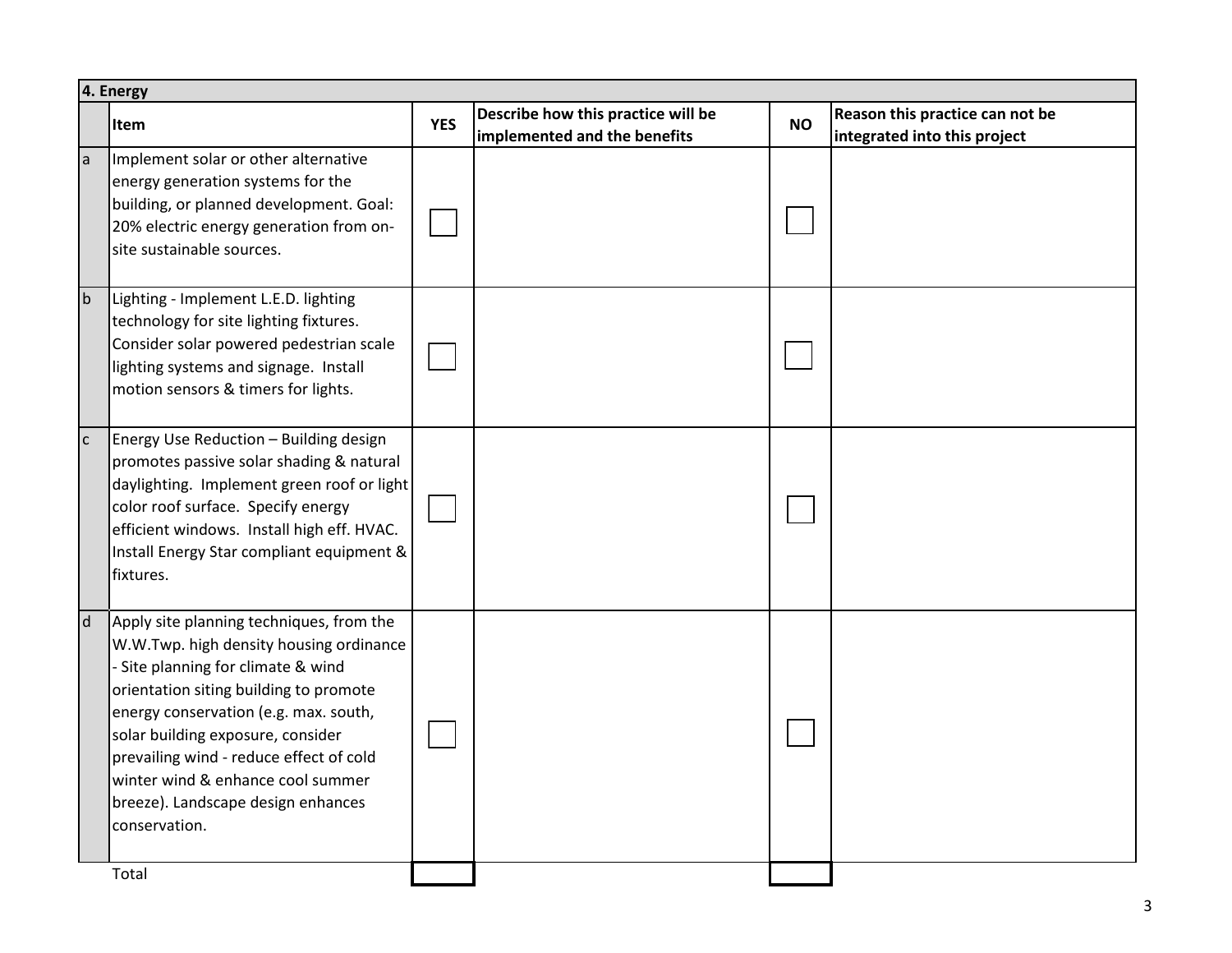| 4. Energy | | | | | |
|---|---|---|---|---|---|
| | **Item** | **YES** | **Describe how this practice will be implemented and the benefits** | **NO** | **Reason this practice can not be integrated into this project** |
| a | Implement solar or other alternative energy generation systems for the building, or planned development. Goal: 20% electric energy generation from on-site sustainable sources. | ☐ | | ☐ | |
| b | Lighting - Implement L.E.D. lighting technology for site lighting fixtures. Consider solar powered pedestrian scale lighting systems and signage. Install motion sensors & timers for lights. | ☐ | | ☐ | |
| c | Energy Use Reduction – Building design promotes passive solar shading & natural daylighting. Implement green roof or light color roof surface. Specify energy efficient windows. Install high eff. HVAC. Install Energy Star compliant equipment & fixtures. | ☐ | | ☐ | |
| d | Apply site planning techniques, from the W.W.Twp. high density housing ordinance - Site planning for climate & wind orientation siting building to promote energy conservation (e.g. max. south, solar building exposure, consider prevailing wind - reduce effect of cold winter wind & enhance cool summer breeze). Landscape design enhances conservation. | ☐ | | ☐ | |
| | Total | | | | |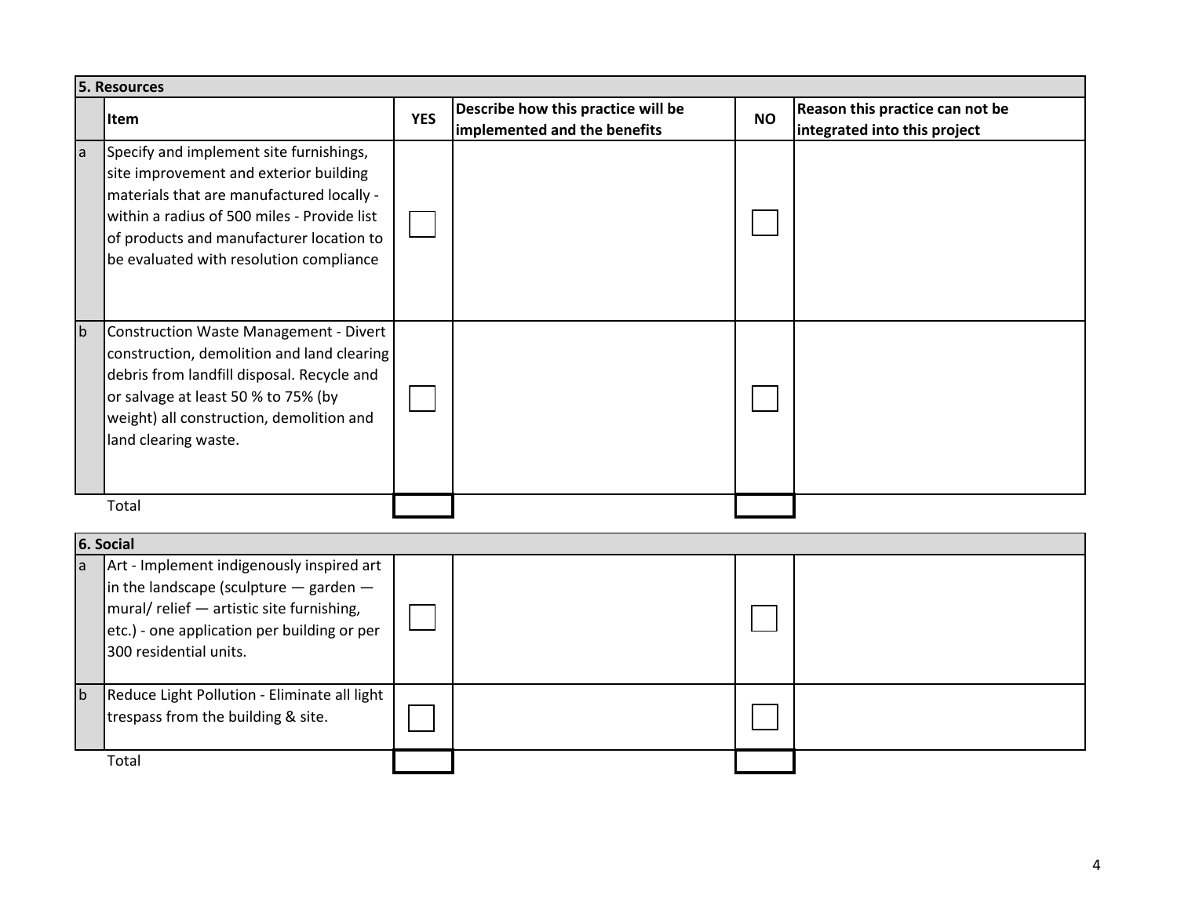## 5. Resources

| | Item | YES | Describe how this practice will be implemented and the benefits | NO | Reason this practice can not be integrated into this project |
|---|---|---|---|---|---|
| a | Specify and implement site furnishings, site improvement and exterior building materials that are manufactured locally - within a radius of 500 miles - Provide list of products and manufacturer location to be evaluated with resolution compliance | ☐ | | ☐ | |
| b | Construction Waste Management - Divert construction, demolition and land clearing debris from landfill disposal. Recycle and or salvage at least 50 % to 75% (by weight) all construction, demolition and land clearing waste. | ☐ | | ☐ | |
| | Total | | | | |

## 6. Social

| | Item | YES | Describe how this practice will be implemented and the benefits | NO | Reason this practice can not be integrated into this project |
|---|---|---|---|---|---|
| a | Art - Implement indigenously inspired art in the landscape (sculpture — garden — mural/ relief — artistic site furnishing, etc.) - one application per building or per 300 residential units. | ☐ | | ☐ | |
| b | Reduce Light Pollution - Eliminate all light trespass from the building & site. | ☐ | | ☐ | |
| | Total | | | | |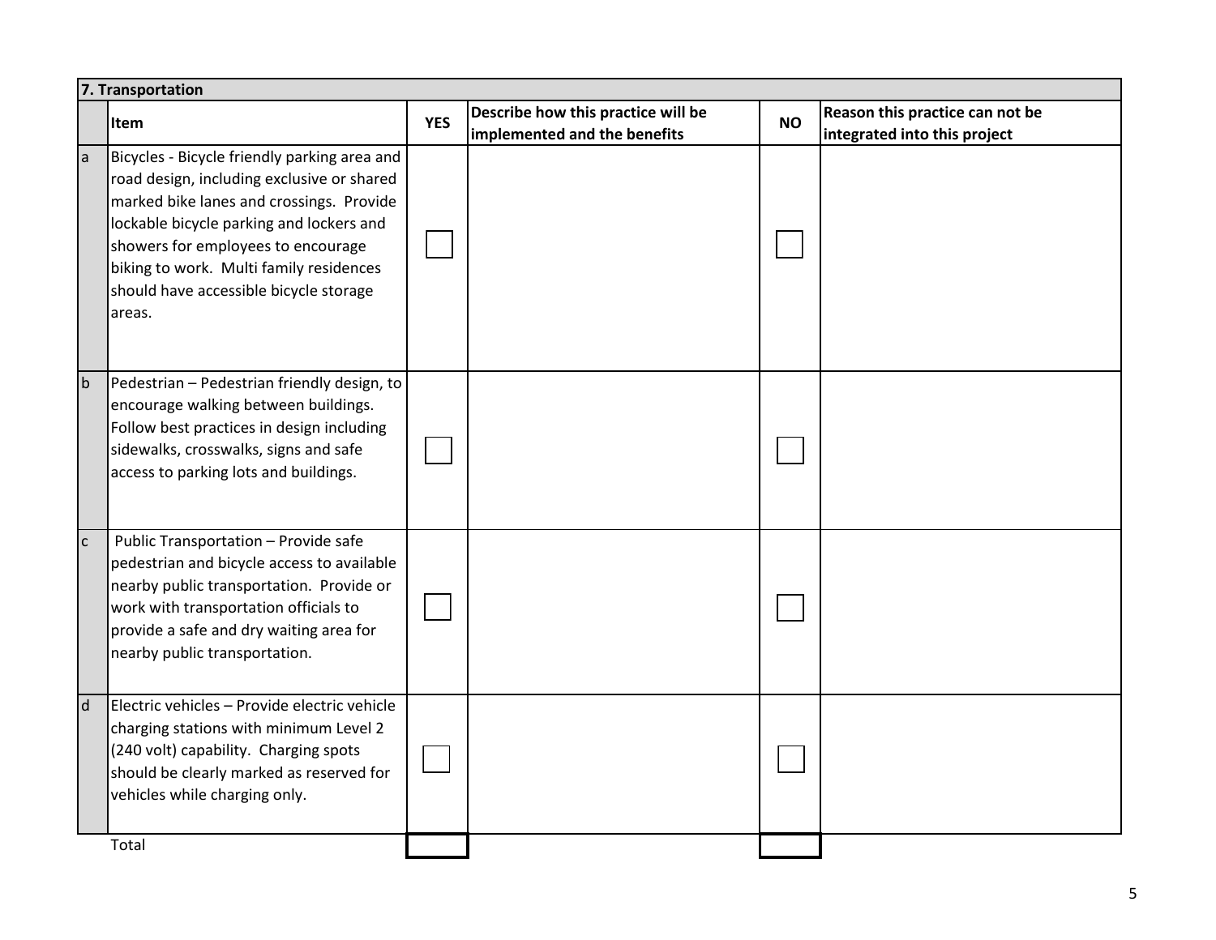| 7. Transportation | | | | | |
|---|---|---|---|---|---|
| | **Item** | **YES** | **Describe how this practice will be implemented and the benefits** | **NO** | **Reason this practice can not be integrated into this project** |
| a | Bicycles - Bicycle friendly parking area and road design, including exclusive or shared marked bike lanes and crossings. Provide lockable bicycle parking and lockers and showers for employees to encourage biking to work. Multi family residences should have accessible bicycle storage areas. | ☐ | | ☐ | |
| b | Pedestrian – Pedestrian friendly design, to encourage walking between buildings. Follow best practices in design including sidewalks, crosswalks, signs and safe access to parking lots and buildings. | ☐ | | ☐ | |
| c | Public Transportation – Provide safe pedestrian and bicycle access to available nearby public transportation. Provide or work with transportation officials to provide a safe and dry waiting area for nearby public transportation. | ☐ | | ☐ | |
| d | Electric vehicles – Provide electric vehicle charging stations with minimum Level 2 (240 volt) capability. Charging spots should be clearly marked as reserved for vehicles while charging only. | ☐ | | ☐ | |
| | Total | | | | |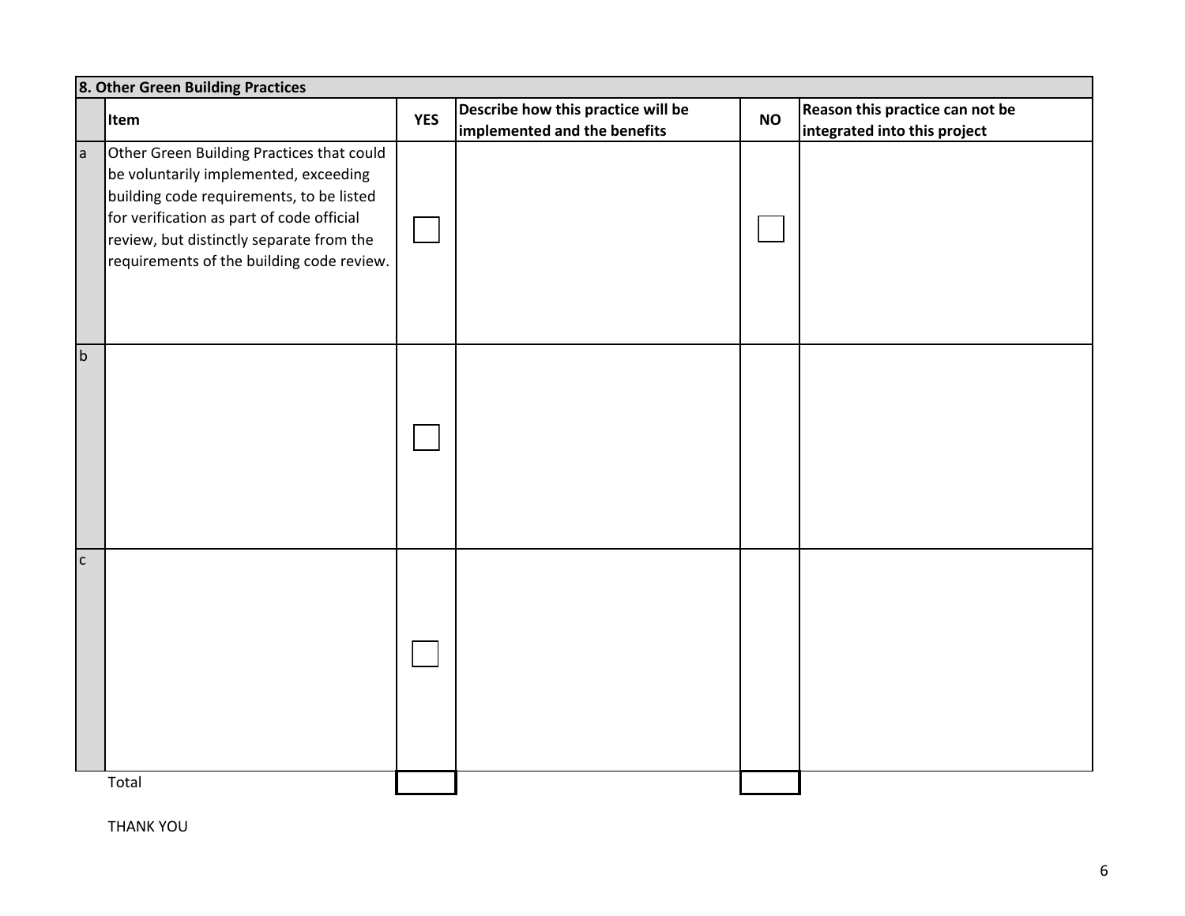| 8. Other Green Building Practices | | | | | |
|---|---|---|---|---|---|
| | Item | YES | Describe how this practice will be implemented and the benefits | NO | Reason this practice can not be integrated into this project |
| a | Other Green Building Practices that could be voluntarily implemented, exceeding building code requirements, to be listed for verification as part of code official review, but distinctly separate from the requirements of the building code review. | ☐ | | ☐ | |
| b | | ☐ | | | |
| c | | ☐ | | | |
| | Total | | | | |

THANK YOU